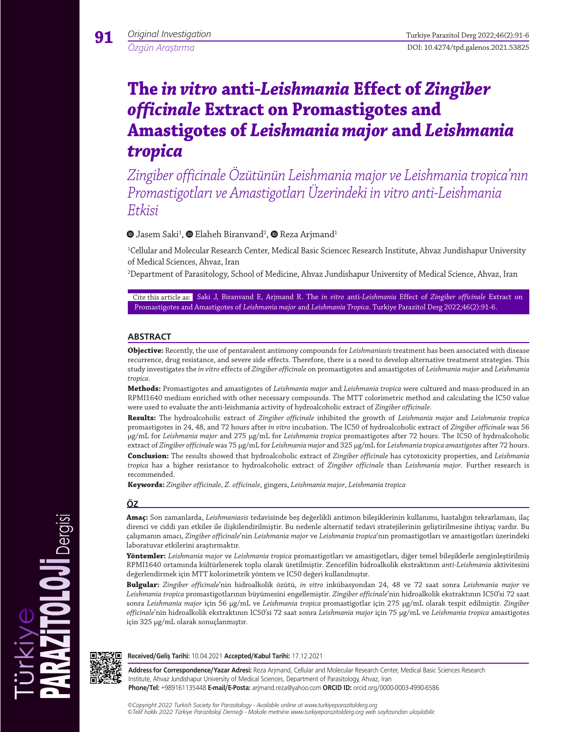Original Investigation

Özgün Araştırma

# The *in vitro* anti-*Leishmania* Effect of *Zingiber officinale* Extract on Promastigotes and Amastigotes of *Leishmania major* and *Leishmania tropica*

## *Zingiber officinale Özütünün Leishmania major ve Leishmania tropica'nın Promastigotları ve Amastigotları Üzerindeki in vitro anti-Leishmania Etkisi*

Jasem Saki[1], Elaheh Biranvand[2], Reza Arjmand[1]

[1]Cellular and Molecular Research Center, Medical Basic Sciencec Research Institute, Ahvaz Jundishapur University of Medical Sciences, Ahvaz, Iran

[2]Department of Parasitology, School of Medicine, Ahvaz Jundishapur University of Medical Science, Ahvaz, Iran

Cite this article as: Saki J, Biranvand E, Arjmand R. The *in vitro* anti-*Leishmania* Effect of *Zingiber officinale* Extract on Promastigotes and Amastigotes of *Leishmania major* and *Leishmania Tropica*. Turkiye Parazitol Derg 2022;46(2):91-6.

## ABSTRACT

**Objective:** Recently, the use of pentavalent antimony compounds for *Leishmaniasis* treatment has been associated with disease recurrence, drug resistance, and severe side effects. Therefore, there is a need to develop alternative treatment strategies. This study investigates the *in vitro* effects of *Zingiber officinale* on promastigotes and amastigotes of *Leishmania major* and *Leishmania tropica*.

**Methods:** Promastigotes and amastigotes of *Leishmania major* and *Leishmania tropica* were cultured and mass-produced in an RPMI1640 medium enriched with other necessary compounds. The MTT colorimetric method and calculating the IC50 value were used to evaluate the anti-leishmania activity of hydroalcoholic extract of *Zingiber officinale*.

**Results:** The hydroalcoholic extract of *Zingiber officinale* inhibited the growth of *Leishmania major* and *Leishmania tropica* promastigotes in 24, 48, and 72 hours after *in vitro* incubation. The IC50 of hydroalcoholic extract of *Zingiber officinale* was 56 μg/mL for *Leishmania major* and 275 μg/mL for *Leishmania tropica* promastigotes after 72 hours. The IC50 of hydroalcoholic extract of *Zingiber officinale* was 75 μg/mL for *Leishmania major* and 325 μg/mL for *Leishmania tropica amastigotes* after 72 hours.

**Conclusion:** The results showed that hydroalcoholic extract of *Zingiber officinale* has cytotoxicity properties, and *Leishmania tropica* has a higher resistance to hydroalcoholic extract of *Zingiber officinale* than *Leishmania major*. Further research is recommended.

**Keywords:** *Zingiber officinale*, *Z. officinale*, gingers, *Leishmania major*, *Leishmania tropica*

## ÖZ

**Amaç:** Son zamanlarda, *Leishmaniasis* tedavisinde beş değerlikli antimon bileşiklerinin kullanımı, hastalığın tekrarlaması, ilaç direnci ve ciddi yan etkiler ile ilişkilendirilmiştir. Bu nedenle alternatif tedavi stratejilerinin geliştirilmesine ihtiyaç vardır. Bu çalışmanın amacı, *Zingiber officinale*'nin *Leishmania major* ve *Leishmania tropica*'nın promastigotları ve amastigotları üzerindeki laboratuvar etkilerini araştırmaktır.

**Yöntemler:** *Leishmania major* ve *Leishmania tropica* promastigotları ve amastigotları, diğer temel bileşiklerle zenginleştirilmiş RPMI1640 ortamında kültürlenerek toplu olarak üretilmiştir. Zencefilin hidroalkolik ekstraktının *anti-Leishmania* aktivitesini değerlendirmek için MTT kolorimetrik yöntem ve IC50 değeri kullanılmıştır.

**Bulgular:** *Zingiber officinale*'nin hidroalkolik özütü, *in vitro* inkübasyondan 24, 48 ve 72 saat sonra *Leishmania major* ve *Leishmania tropica* promastigotlarının büyümesini engellemiştir. *Zingiber officinale*'nin hidroalkolik ekstraktının IC50'si 72 saat sonra *Leishmania major* için 56 μg/mL ve *Leishmania tropica* promastigotlar için 275 μg/mL olarak tespit edilmiştir. *Zingiber officinale*'nin hidroalkolik ekstraktının IC50'si 72 saat sonra *Leishmania major* için 75 μg/mL ve *Leishmania tropica* amastigotes için 325 μg/mL olarak sonuçlanmıştır.

**Received/Geliş Tarihi:** 10.04.2021 **Accepted/Kabul Tarihi:** 17.12.2021

**Address for Correspondence/Yazar Adresi:** Reza Arjmand, Cellular and Molecular Research Center, Medical Basic Sciences Research Institute, Ahvaz Jundishapur University of Medical Sciences, Department of Parasitology, Ahvaz, Iran

**Phone/Tel:** +989161135448 **E-mail/E-Posta:** arjmand.reza@yahoo.com **ORCID ID:** orcid.org/0000-0003-4990-6586

*©Copyright 2022 Turkish Society for Parasitology - Available online at www.turkiyeparazitolderg.org*

*©Telif hakkı 2022 Türkiye Parazitoloji Derneği - Makale metnine www.turkiyeparazitolderg.org web sayfasından ulaşılabilir.*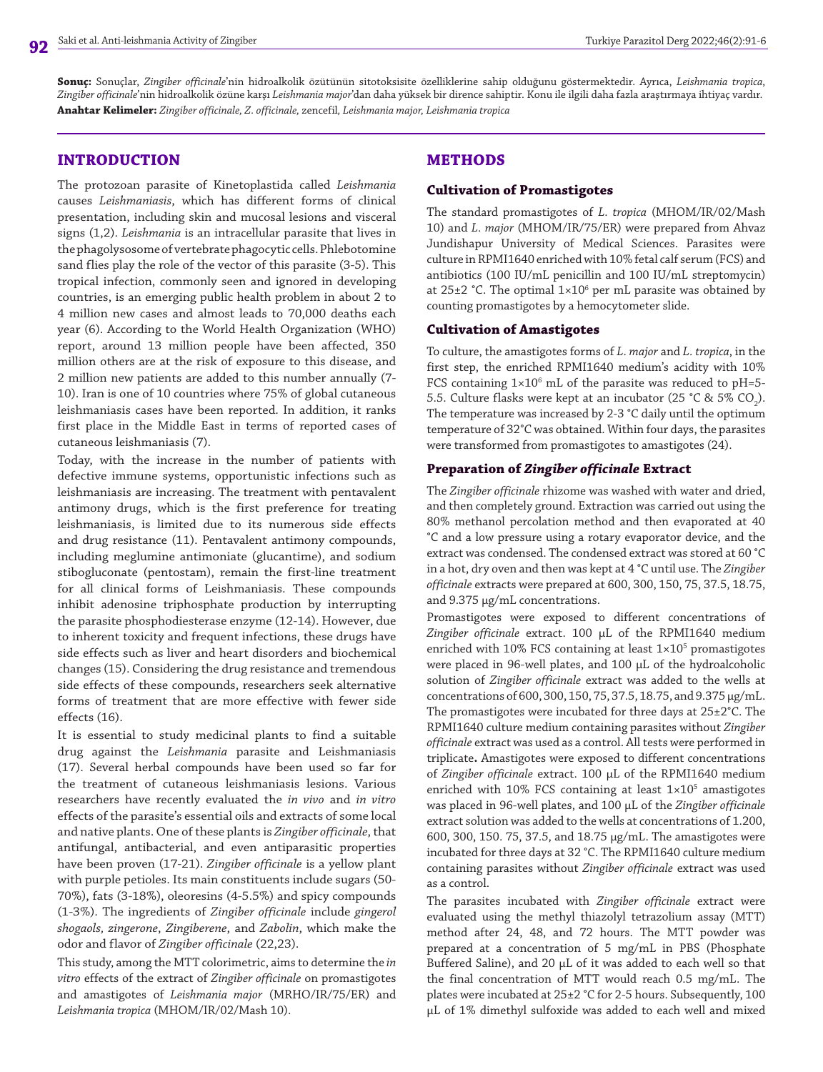**Sonuç:** Sonuçlar, *Zingiber officinale*'nin hidroalkolik özütünün sitotoksisite özelliklerine sahip olduğunu göstermektedir. Ayrıca, *Leishmania tropica*, *Zingiber officinale*'nin hidroalkolik özüne karşı *Leishmania major*'dan daha yüksek bir dirence sahiptir. Konu ile ilgili daha fazla araştırmaya ihtiyaç vardır.

**Anahtar Kelimeler:** *Zingiber officinale, Z. officinale,* zencefil*, Leishmania major, Leishmania tropica*

## INTRODUCTION

The protozoan parasite of Kinetoplastida called *Leishmania* causes *Leishmaniasis*, which has different forms of clinical presentation, including skin and mucosal lesions and visceral signs (1,2). *Leishmania* is an intracellular parasite that lives in the phagolysosome of vertebrate phagocytic cells. Phlebotomine sand flies play the role of the vector of this parasite (3-5). This tropical infection, commonly seen and ignored in developing countries, is an emerging public health problem in about 2 to 4 million new cases and almost leads to 70,000 deaths each year (6). According to the World Health Organization (WHO) report, around 13 million people have been affected, 350 million others are at the risk of exposure to this disease, and 2 million new patients are added to this number annually (7-10). Iran is one of 10 countries where 75% of global cutaneous leishmaniasis cases have been reported. In addition, it ranks first place in the Middle East in terms of reported cases of cutaneous leishmaniasis (7).

Today, with the increase in the number of patients with defective immune systems, opportunistic infections such as leishmaniasis are increasing. The treatment with pentavalent antimony drugs, which is the first preference for treating leishmaniasis, is limited due to its numerous side effects and drug resistance (11). Pentavalent antimony compounds, including meglumine antimoniate (glucantime), and sodium stibogluconate (pentostam), remain the first-line treatment for all clinical forms of Leishmaniasis. These compounds inhibit adenosine triphosphate production by interrupting the parasite phosphodiesterase enzyme (12-14). However, due to inherent toxicity and frequent infections, these drugs have side effects such as liver and heart disorders and biochemical changes (15). Considering the drug resistance and tremendous side effects of these compounds, researchers seek alternative forms of treatment that are more effective with fewer side effects (16).

It is essential to study medicinal plants to find a suitable drug against the *Leishmania* parasite and Leishmaniasis (17). Several herbal compounds have been used so far for the treatment of cutaneous leishmaniasis lesions. Various researchers have recently evaluated the *in vivo* and *in vitro* effects of the parasite's essential oils and extracts of some local and native plants. One of these plants is *Zingiber officinale*, that antifungal, antibacterial, and even antiparasitic properties have been proven (17-21). *Zingiber officinale* is a yellow plant with purple petioles. Its main constituents include sugars (50-70%), fats (3-18%), oleoresins (4-5.5%) and spicy compounds (1-3%). The ingredients of *Zingiber officinale* include *gingerol shogaols, zingerone*, *Zingiberene*, and *Zabolin*, which make the odor and flavor of *Zingiber officinale* (22,23).

This study, among the MTT colorimetric, aims to determine the *in vitro* effects of the extract of *Zingiber officinale* on promastigotes and amastigotes of *Leishmania major* (MRHO/IR/75/ER) and *Leishmania tropica* (MHOM/IR/02/Mash 10).

## METHODS

### Cultivation of Promastigotes

The standard promastigotes of *L. tropica* (MHOM/IR/02/Mash 10) and *L. major* (MHOM/IR/75/ER) were prepared from Ahvaz Jundishapur University of Medical Sciences. Parasites were culture in RPMI1640 enriched with 10% fetal calf serum (FCS) and antibiotics (100 IU/mL penicillin and 100 IU/mL streptomycin) at 25±2 °C. The optimal $1\times10^6$ per mL parasite was obtained by counting promastigotes by a hemocytometer slide.

### Cultivation of Amastigotes

To culture, the amastigotes forms of *L. major* and *L. tropica*, in the first step, the enriched RPMI1640 medium's acidity with 10% FCS containing $1\times10^6$ mL of the parasite was reduced to pH=5-5.5. Culture flasks were kept at an incubator (25 °C & 5% $CO_2$). The temperature was increased by 2-3 °C daily until the optimum temperature of 32°C was obtained. Within four days, the parasites were transformed from promastigotes to amastigotes (24).

### Preparation of *Zingiber officinale* Extract

The *Zingiber officinale* rhizome was washed with water and dried, and then completely ground. Extraction was carried out using the 80% methanol percolation method and then evaporated at 40 °C and a low pressure using a rotary evaporator device, and the extract was condensed. The condensed extract was stored at 60 °C in a hot, dry oven and then was kept at 4 °C until use. The *Zingiber officinale* extracts were prepared at 600, 300, 150, 75, 37.5, 18.75, and 9.375 μg/mL concentrations.

Promastigotes were exposed to different concentrations of *Zingiber officinale* extract. 100 μL of the RPMI1640 medium enriched with 10% FCS containing at least $1\times10^5$ promastigotes were placed in 96-well plates, and 100 μL of the hydroalcoholic solution of *Zingiber officinale* extract was added to the wells at concentrations of 600, 300, 150, 75, 37.5, 18.75, and 9.375 μg/mL. The promastigotes were incubated for three days at 25±2°C. The RPMI1640 culture medium containing parasites without *Zingiber officinale* extract was used as a control. All tests were performed in triplicate**.** Amastigotes were exposed to different concentrations of *Zingiber officinale* extract. 100 μL of the RPMI1640 medium enriched with 10% FCS containing at least $1\times10^5$ amastigotes was placed in 96-well plates, and 100 μL of the *Zingiber officinale* extract solution was added to the wells at concentrations of 1.200, 600, 300, 150. 75, 37.5, and 18.75 μg/mL. The amastigotes were incubated for three days at 32 °C. The RPMI1640 culture medium containing parasites without *Zingiber officinale* extract was used as a control.

The parasites incubated with *Zingiber officinale* extract were evaluated using the methyl thiazolyl tetrazolium assay (MTT) method after 24, 48, and 72 hours. The MTT powder was prepared at a concentration of 5 mg/mL in PBS (Phosphate Buffered Saline), and 20 μL of it was added to each well so that the final concentration of MTT would reach 0.5 mg/mL. The plates were incubated at 25±2 °C for 2-5 hours. Subsequently, 100 μL of 1% dimethyl sulfoxide was added to each well and mixed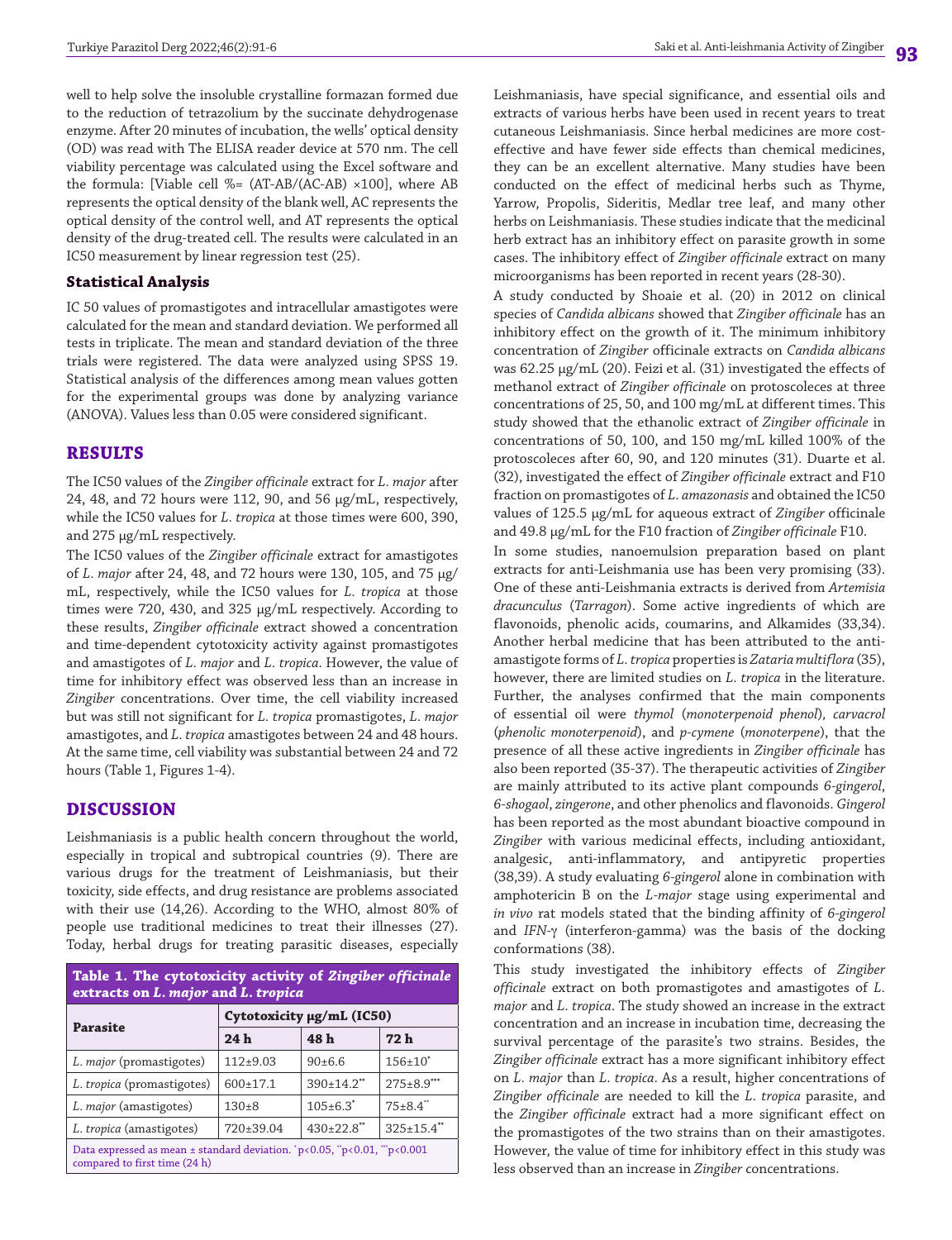well to help solve the insoluble crystalline formazan formed due to the reduction of tetrazolium by the succinate dehydrogenase enzyme. After 20 minutes of incubation, the wells' optical density (OD) was read with The ELISA reader device at 570 nm. The cell viability percentage was calculated using the Excel software and the formula: [Viable cell %= (AT-AB/(AC-AB) ×100], where AB represents the optical density of the blank well, AC represents the optical density of the control well, and AT represents the optical density of the drug-treated cell. The results were calculated in an IC50 measurement by linear regression test (25).

### Statistical Analysis

IC 50 values of promastigotes and intracellular amastigotes were calculated for the mean and standard deviation. We performed all tests in triplicate. The mean and standard deviation of the three trials were registered. The data were analyzed using SPSS 19. Statistical analysis of the differences among mean values gotten for the experimental groups was done by analyzing variance (ANOVA). Values less than 0.05 were considered significant.

## RESULTS

The IC50 values of the *Zingiber officinale* extract for *L. major* after 24, 48, and 72 hours were 112, 90, and 56 μg/mL, respectively, while the IC50 values for *L. tropica* at those times were 600, 390, and 275 μg/mL respectively.

The IC50 values of the *Zingiber officinale* extract for amastigotes of *L. major* after 24, 48, and 72 hours were 130, 105, and 75 μg/mL, respectively, while the IC50 values for *L. tropica* at those times were 720, 430, and 325 μg/mL respectively. According to these results, *Zingiber officinale* extract showed a concentration and time-dependent cytotoxicity activity against promastigotes and amastigotes of *L. major* and *L. tropica*. However, the value of time for inhibitory effect was observed less than an increase in *Zingiber* concentrations. Over time, the cell viability increased but was still not significant for *L. tropica* promastigotes, *L. major* amastigotes, and *L. tropica* amastigotes between 24 and 48 hours. At the same time, cell viability was substantial between 24 and 72 hours (Table 1, Figures 1-4).

## DISCUSSION

Leishmaniasis is a public health concern throughout the world, especially in tropical and subtropical countries (9). There are various drugs for the treatment of Leishmaniasis, but their toxicity, side effects, and drug resistance are problems associated with their use (14,26). According to the WHO, almost 80% of people use traditional medicines to treat their illnesses (27). Today, herbal drugs for treating parasitic diseases, especially Leishmaniasis, have special significance, and essential oils and extracts of various herbs have been used in recent years to treat cutaneous Leishmaniasis. Since herbal medicines are more cost-effective and have fewer side effects than chemical medicines, they can be an excellent alternative. Many studies have been conducted on the effect of medicinal herbs such as Thyme, Yarrow, Propolis, Sideritis, Medlar tree leaf, and many other herbs on Leishmaniasis. These studies indicate that the medicinal herb extract has an inhibitory effect on parasite growth in some cases. The inhibitory effect of *Zingiber officinale* extract on many microorganisms has been reported in recent years (28-30).

A study conducted by Shoaie et al. (20) in 2012 on clinical species of *Candida albicans* showed that *Zingiber officinale* has an inhibitory effect on the growth of it. The minimum inhibitory concentration of *Zingiber* officinale extracts on *Candida albicans* was 62.25 μg/mL (20). Feizi et al. (31) investigated the effects of methanol extract of *Zingiber officinale* on protoscoleces at three concentrations of 25, 50, and 100 mg/mL at different times. This study showed that the ethanolic extract of *Zingiber officinale* in concentrations of 50, 100, and 150 mg/mL killed 100% of the protoscoleces after 60, 90, and 120 minutes (31). Duarte et al. (32), investigated the effect of *Zingiber officinale* extract and F10 fraction on promastigotes of *L. amazonasis* and obtained the IC50 values of 125.5 μg/mL for aqueous extract of *Zingiber* officinale and 49.8 μg/mL for the F10 fraction of *Zingiber officinale* F10.

In some studies, nanoemulsion preparation based on plant extracts for anti-Leishmania use has been very promising (33). One of these anti-Leishmania extracts is derived from *Artemisia dracunculus* (*Tarragon*). Some active ingredients of which are flavonoids, phenolic acids, coumarins, and Alkamides (33,34). Another herbal medicine that has been attributed to the anti-amastigote forms of *L. tropica* properties is *Zataria multiflora* (35), however, there are limited studies on *L. tropica* in the literature. Further, the analyses confirmed that the main components of essential oil were *thymol* (*monoterpenoid phenol*), *carvacrol* (*phenolic monoterpenoid*), and *p-cymene* (*monoterpene*), that the presence of all these active ingredients in *Zingiber officinale* has also been reported (35-37). The therapeutic activities of *Zingiber* are mainly attributed to its active plant compounds *6-gingerol*, *6-shogaol*, *zingerone*, and other phenolics and flavonoids. *Gingerol* has been reported as the most abundant bioactive compound in *Zingiber* with various medicinal effects, including antioxidant, analgesic, anti-inflammatory, and antipyretic properties (38,39). A study evaluating *6-gingerol* alone in combination with amphotericin B on the *L-major* stage using experimental and *in vivo* rat models stated that the binding affinity of *6-gingerol* and *IFN-γ* (interferon-gamma) was the basis of the docking conformations (38).

This study investigated the inhibitory effects of *Zingiber officinale* extract on both promastigotes and amastigotes of *L. major* and *L. tropica*. The study showed an increase in the extract concentration and an increase in incubation time, decreasing the survival percentage of the parasite's two strains. Besides, the *Zingiber officinale* extract has a more significant inhibitory effect on *L. major* than *L. tropica*. As a result, higher concentrations of *Zingiber officinale* are needed to kill the *L. tropica* parasite, and the *Zingiber officinale* extract had a more significant effect on the promastigotes of the two strains than on their amastigotes. However, the value of time for inhibitory effect in this study was less observed than an increase in *Zingiber* concentrations.

**Table 1. The cytotoxicity activity of *Zingiber officinale* extracts on *L. major* and *L. tropica***

| Parasite | Cytotoxicity μg/mL (IC50) | | |
|---|---|---|---|
| | 24 h | 48 h | 72 h |
| *L. major* (promastigotes) | 112±9.03 | 90±6.6 | 156±10* |
| *L. tropica* (promastigotes) | 600±17.1 | 390±14.2** | 275±8.9*** |
| *L. major* (amastigotes) | 130±8 | 105±6.3* | 75±8.4** |
| *L. tropica* (amastigotes) | 720±39.04 | 430±22.8** | 325±15.4** |

Data expressed as mean ± standard deviation. *p<0.05, **p<0.01, ***p<0.001 compared to first time (24 h)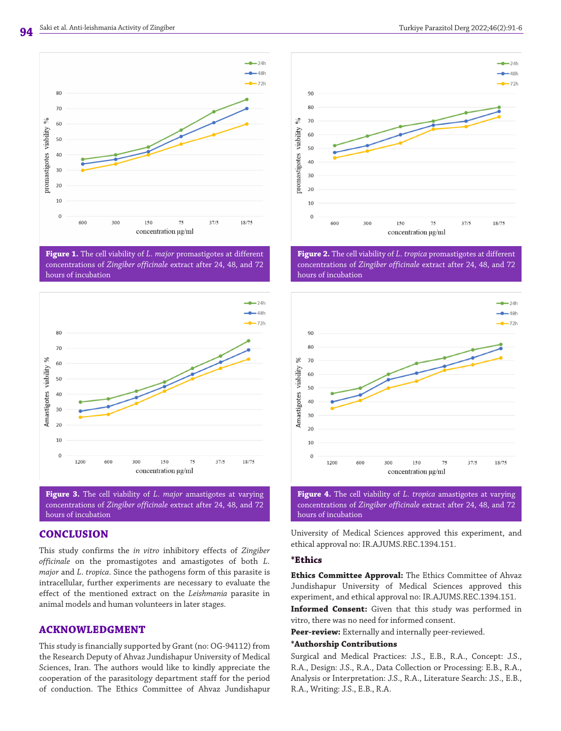**Figure 1.** The cell viability of *L. major* promastigotes at different concentrations of *Zingiber officinale* extract after 24, 48, and 72 hours of incubation

**Figure 2.** The cell viability of *L. tropica* promastigotes at different concentrations of *Zingiber officinale* extract after 24, 48, and 72 hours of incubation

**Figure 3.** The cell viability of *L. major* amastigotes at varying concentrations of *Zingiber officinale* extract after 24, 48, and 72 hours of incubation

**Figure 4.** The cell viability of *L. tropica* amastigotes at varying concentrations of *Zingiber officinale* extract after 24, 48, and 72 hours of incubation

## CONCLUSION

This study confirms the *in vitro* inhibitory effects of *Zingiber officinale* on the promastigotes and amastigotes of both *L. major* and *L. tropica*. Since the pathogens form of this parasite is intracellular, further experiments are necessary to evaluate the effect of the mentioned extract on the *Leishmania* parasite in animal models and human volunteers in later stages.

## ACKNOWLEDGMENT

This study is financially supported by Grant (no: OG-94112) from the Research Deputy of Ahvaz Jundishapur University of Medical Sciences, Iran. The authors would like to kindly appreciate the cooperation of the parasitology department staff for the period of conduction. The Ethics Committee of Ahvaz Jundishapur University of Medical Sciences approved this experiment, and ethical approval no: IR.AJUMS.REC.1394.151.

### *Ethics

**Ethics Committee Approval:** The Ethics Committee of Ahvaz Jundishapur University of Medical Sciences approved this experiment, and ethical approval no: IR.AJUMS.REC.1394.151.

**Informed Consent:** Given that this study was performed in vitro, there was no need for informed consent.

**Peer-review:** Externally and internally peer-reviewed.

**\*Authorship Contributions**

Surgical and Medical Practices: J.S., E.B., R.A., Concept: J.S., R.A., Design: J.S., R.A., Data Collection or Processing: E.B., R.A., Analysis or Interpretation: J.S., R.A., Literature Search: J.S., E.B., R.A., Writing: J.S., E.B., R.A.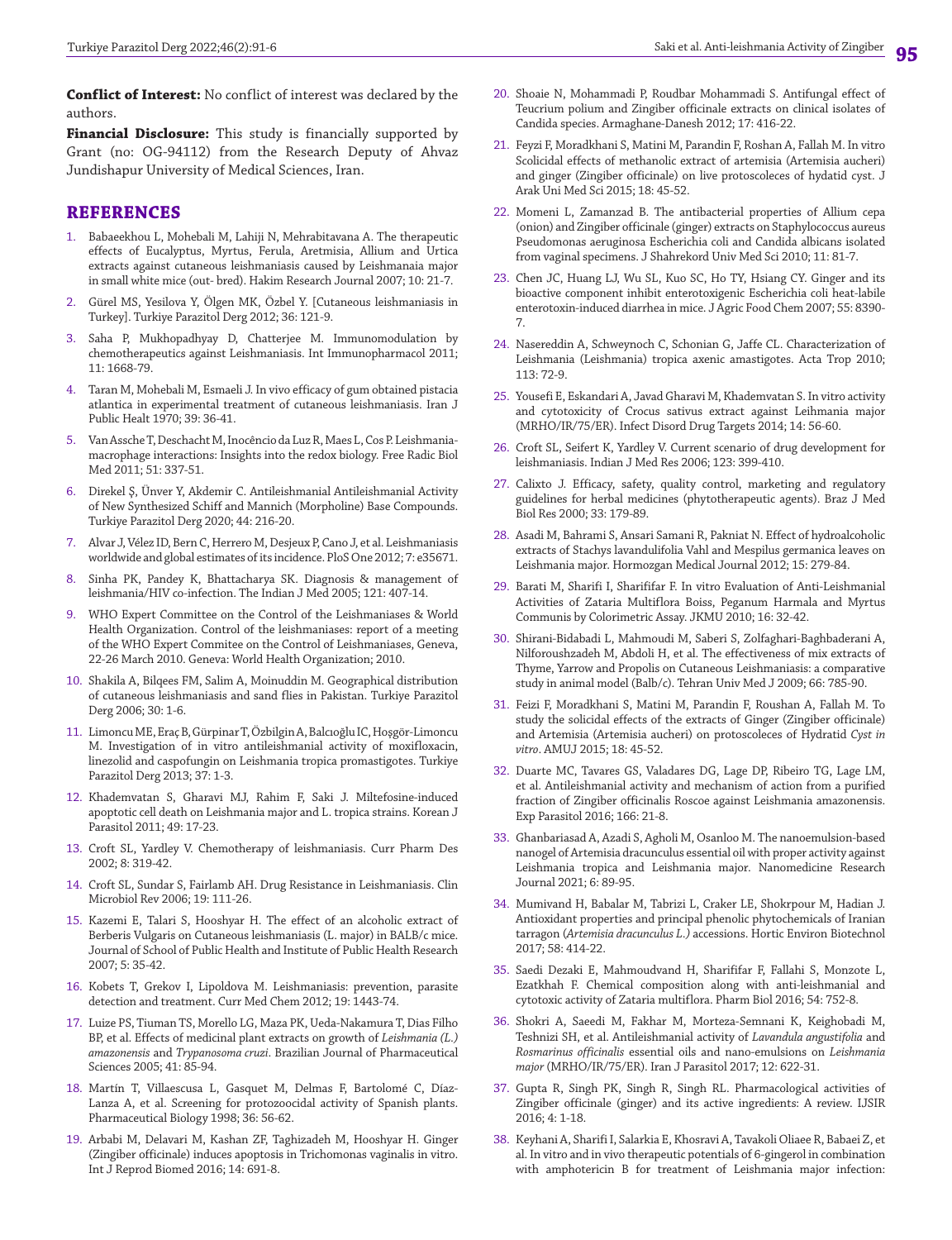**Conflict of Interest:** No conflict of interest was declared by the authors.

**Financial Disclosure:** This study is financially supported by Grant (no: OG-94112) from the Research Deputy of Ahvaz Jundishapur University of Medical Sciences, Iran.

## REFERENCES

1. Babaeekhou L, Mohebali M, Lahiji N, Mehrabitavana A. The therapeutic effects of Eucalyptus, Myrtus, Ferula, Aretmisia, Allium and Urtica extracts against cutaneous leishmaniasis caused by Leishmanaia major in small white mice (out- bred). Hakim Research Journal 2007; 10: 21-7.
2. Gürel MS, Yesilova Y, Ölgen MK, Özbel Y. [Cutaneous leishmaniasis in Turkey]. Turkiye Parazitol Derg 2012; 36: 121-9.
3. Saha P, Mukhopadhyay D, Chatterjee M. Immunomodulation by chemotherapeutics against Leishmaniasis. Int Immunopharmacol 2011; 11: 1668-79.
4. Taran M, Mohebali M, Esmaeli J. In vivo efficacy of gum obtained pistacia atlantica in experimental treatment of cutaneous leishmaniasis. Iran J Public Healt 1970; 39: 36-41.
5. Van Assche T, Deschacht M, Inocêncio da Luz R, Maes L, Cos P. Leishmania-macrophage interactions: Insights into the redox biology. Free Radic Biol Med 2011; 51: 337-51.
6. Direkel Ş, Ünver Y, Akdemir C. Antileishmanial Antileishmanial Activity of New Synthesized Schiff and Mannich (Morpholine) Base Compounds. Turkiye Parazitol Derg 2020; 44: 216-20.
7. Alvar J, Vélez ID, Bern C, Herrero M, Desjeux P, Cano J, et al. Leishmaniasis worldwide and global estimates of its incidence. PloS One 2012; 7: e35671.
8. Sinha PK, Pandey K, Bhattacharya SK. Diagnosis & management of leishmania/HIV co-infection. The Indian J Med 2005; 121: 407-14.
9. WHO Expert Committee on the Control of the Leishmaniases & World Health Organization. Control of the leishmaniases: report of a meeting of the WHO Expert Commitee on the Control of Leishmaniases, Geneva, 22-26 March 2010. Geneva: World Health Organization; 2010.
10. Shakila A, Bilqees FM, Salim A, Moinuddin M. Geographical distribution of cutaneous leishmaniasis and sand flies in Pakistan. Turkiye Parazitol Derg 2006; 30: 1-6.
11. Limoncu ME, Eraç B, Gürpinar T, Özbilgin A, Balcıoğlu IC, Hoşgör-Limoncu M. Investigation of in vitro antileishmanial activity of moxifloxacin, linezolid and caspofungin on Leishmania tropica promastigotes. Turkiye Parazitol Derg 2013; 37: 1-3.
12. Khademvatan S, Gharavi MJ, Rahim F, Saki J. Miltefosine-induced apoptotic cell death on Leishmania major and L. tropica strains. Korean J Parasitol 2011; 49: 17-23.
13. Croft SL, Yardley V. Chemotherapy of leishmaniasis. Curr Pharm Des 2002; 8: 319-42.
14. Croft SL, Sundar S, Fairlamb AH. Drug Resistance in Leishmaniasis. Clin Microbiol Rev 2006; 19: 111-26.
15. Kazemi E, Talari S, Hooshyar H. The effect of an alcoholic extract of Berberis Vulgaris on Cutaneous leishmaniasis (L. major) in BALB/c mice. Journal of School of Public Health and Institute of Public Health Research 2007; 5: 35-42.
16. Kobets T, Grekov I, Lipoldova M. Leishmaniasis: prevention, parasite detection and treatment. Curr Med Chem 2012; 19: 1443-74.
17. Luize PS, Tiuman TS, Morello LG, Maza PK, Ueda-Nakamura T, Dias Filho BP, et al. Effects of medicinal plant extracts on growth of *Leishmania (L.) amazonensis* and *Trypanosoma cruzi*. Brazilian Journal of Pharmaceutical Sciences 2005; 41: 85-94.
18. Martín T, Villaescusa L, Gasquet M, Delmas F, Bartolomé C, Díaz-Lanza A, et al. Screening for protozoocidal activity of Spanish plants. Pharmaceutical Biology 1998; 36: 56-62.
19. Arbabi M, Delavari M, Kashan ZF, Taghizadeh M, Hooshyar H. Ginger (Zingiber officinale) induces apoptosis in Trichomonas vaginalis in vitro. Int J Reprod Biomed 2016; 14: 691-8.
20. Shoaie N, Mohammadi P, Roudbar Mohammadi S. Antifungal effect of Teucrium polium and Zingiber officinale extracts on clinical isolates of Candida species. Armaghane-Danesh 2012; 17: 416-22.
21. Feyzi F, Moradkhani S, Matini M, Parandin F, Roshan A, Fallah M. In vitro Scolicidal effects of methanolic extract of artemisia (Artemisia aucheri) and ginger (Zingiber officinale) on live protoscoleces of hydatid cyst. J Arak Uni Med Sci 2015; 18: 45-52.
22. Momeni L, Zamanzad B. The antibacterial properties of Allium cepa (onion) and Zingiber officinale (ginger) extracts on Staphylococcus aureus Pseudomonas aeruginosa Escherichia coli and Candida albicans isolated from vaginal specimens. J Shahrekord Univ Med Sci 2010; 11: 81-7.
23. Chen JC, Huang LJ, Wu SL, Kuo SC, Ho TY, Hsiang CY. Ginger and its bioactive component inhibit enterotoxigenic Escherichia coli heat-labile enterotoxin-induced diarrhea in mice. J Agric Food Chem 2007; 55: 8390-7.
24. Nasereddin A, Schweynoch C, Schonian G, Jaffe CL. Characterization of Leishmania (Leishmania) tropica axenic amastigotes. Acta Trop 2010; 113: 72-9.
25. Yousefi E, Eskandari A, Javad Gharavi M, Khademvatan S. In vitro activity and cytotoxicity of Crocus sativus extract against Leihmania major (MRHO/IR/75/ER). Infect Disord Drug Targets 2014; 14: 56-60.
26. Croft SL, Seifert K, Yardley V. Current scenario of drug development for leishmaniasis. Indian J Med Res 2006; 123: 399-410.
27. Calixto J. Efficacy, safety, quality control, marketing and regulatory guidelines for herbal medicines (phytotherapeutic agents). Braz J Med Biol Res 2000; 33: 179-89.
28. Asadi M, Bahrami S, Ansari Samani R, Pakniat N. Effect of hydroalcoholic extracts of Stachys lavandulifolia Vahl and Mespilus germanica leaves on Leishmania major. Hormozgan Medical Journal 2012; 15: 279-84.
29. Barati M, Sharifi I, Sharififar F. In vitro Evaluation of Anti-Leishmanial Activities of Zataria Multiflora Boiss, Peganum Harmala and Myrtus Communis by Colorimetric Assay. JKMU 2010; 16: 32-42.
30. Shirani-Bidabadi L, Mahmoudi M, Saberi S, Zolfaghari-Baghbaderani A, Nilforoushzadeh M, Abdoli H, et al. The effectiveness of mix extracts of Thyme, Yarrow and Propolis on Cutaneous Leishmaniasis: a comparative study in animal model (Balb/c). Tehran Univ Med J 2009; 66: 785-90.
31. Feizi F, Moradkhani S, Matini M, Parandin F, Roushan A, Fallah M. To study the solicidal effects of the extracts of Ginger (Zingiber officinale) and Artemisia (Artemisia aucheri) on protoscoleces of Hydratid *Cyst in vitro*. AMUJ 2015; 18: 45-52.
32. Duarte MC, Tavares GS, Valadares DG, Lage DP, Ribeiro TG, Lage LM, et al. Antileishmanial activity and mechanism of action from a purified fraction of Zingiber officinalis Roscoe against Leishmania amazonensis. Exp Parasitol 2016; 166: 21-8.
33. Ghanbariasad A, Azadi S, Agholi M, Osanloo M. The nanoemulsion-based nanogel of Artemisia dracunculus essential oil with proper activity against Leishmania tropica and Leishmania major. Nanomedicine Research Journal 2021; 6: 89-95.
34. Mumivand H, Babalar M, Tabrizi L, Craker LE, Shokrpour M, Hadian J. Antioxidant properties and principal phenolic phytochemicals of Iranian tarragon (*Artemisia dracunculus L.)* accessions. Hortic Environ Biotechnol 2017; 58: 414-22.
35. Saedi Dezaki E, Mahmoudvand H, Sharififar F, Fallahi S, Monzote L, Ezatkhah F. Chemical composition along with anti-leishmanial and cytotoxic activity of Zataria multiflora. Pharm Biol 2016; 54: 752-8.
36. Shokri A, Saeedi M, Fakhar M, Morteza-Semnani K, Keighobadi M, Teshnizi SH, et al. Antileishmanial activity of *Lavandula angustifolia* and *Rosmarinus officinalis* essential oils and nano-emulsions on *Leishmania major* (MRHO/IR/75/ER). Iran J Parasitol 2017; 12: 622-31.
37. Gupta R, Singh PK, Singh R, Singh RL. Pharmacological activities of Zingiber officinale (ginger) and its active ingredients: A review. IJSIR 2016; 4: 1-18.
38. Keyhani A, Sharifi I, Salarkia E, Khosravi A, Tavakoli Oliaee R, Babaei Z, et al. In vitro and in vivo therapeutic potentials of 6-gingerol in combination with amphotericin B for treatment of Leishmania major infection: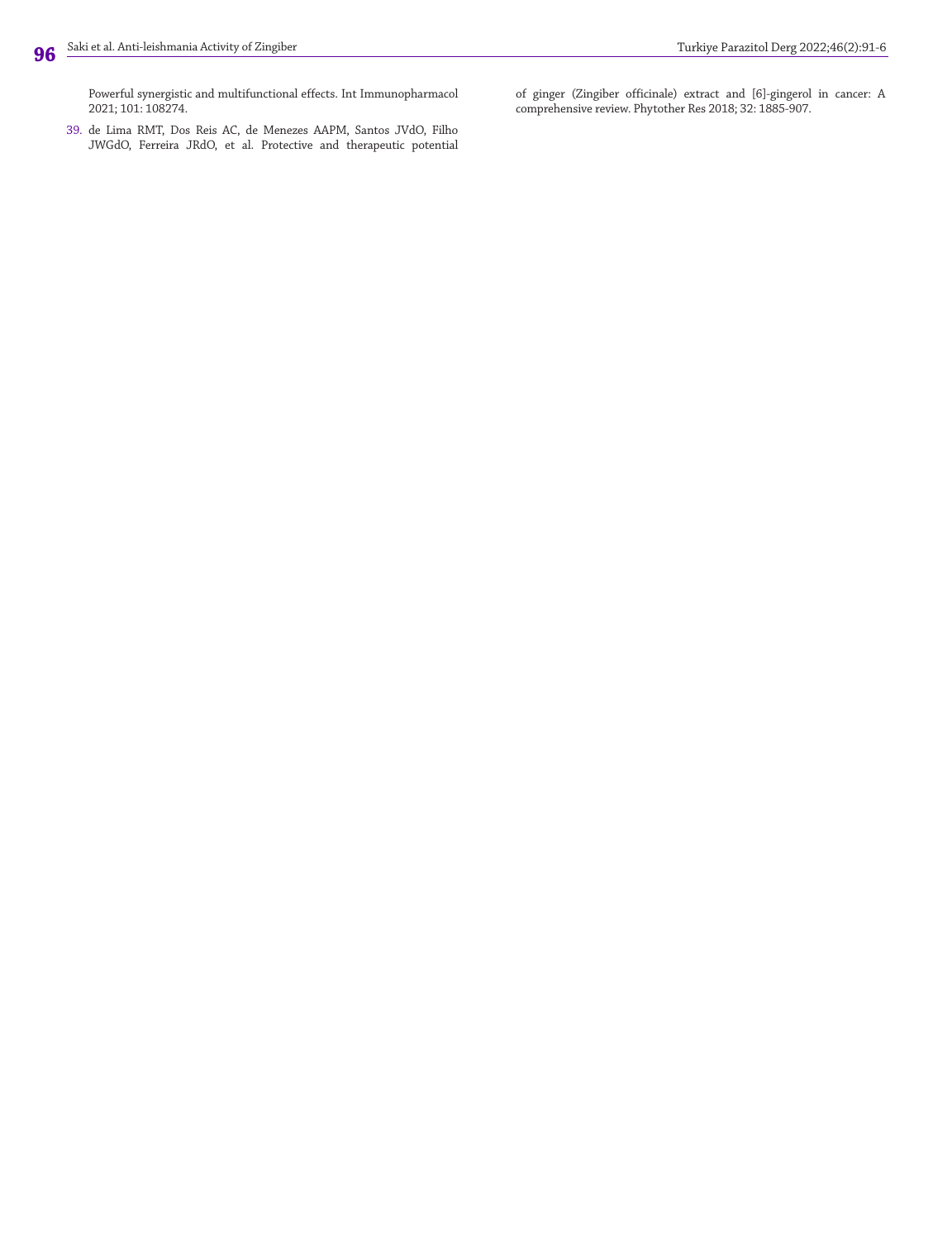Powerful synergistic and multifunctional effects. Int Immunopharmacol 2021; 101: 108274.

39. de Lima RMT, Dos Reis AC, de Menezes AAPM, Santos JVdO, Filho JWGdO, Ferreira JRdO, et al. Protective and therapeutic potential of ginger (Zingiber officinale) extract and [6]-gingerol in cancer: A comprehensive review. Phytother Res 2018; 32: 1885-907.